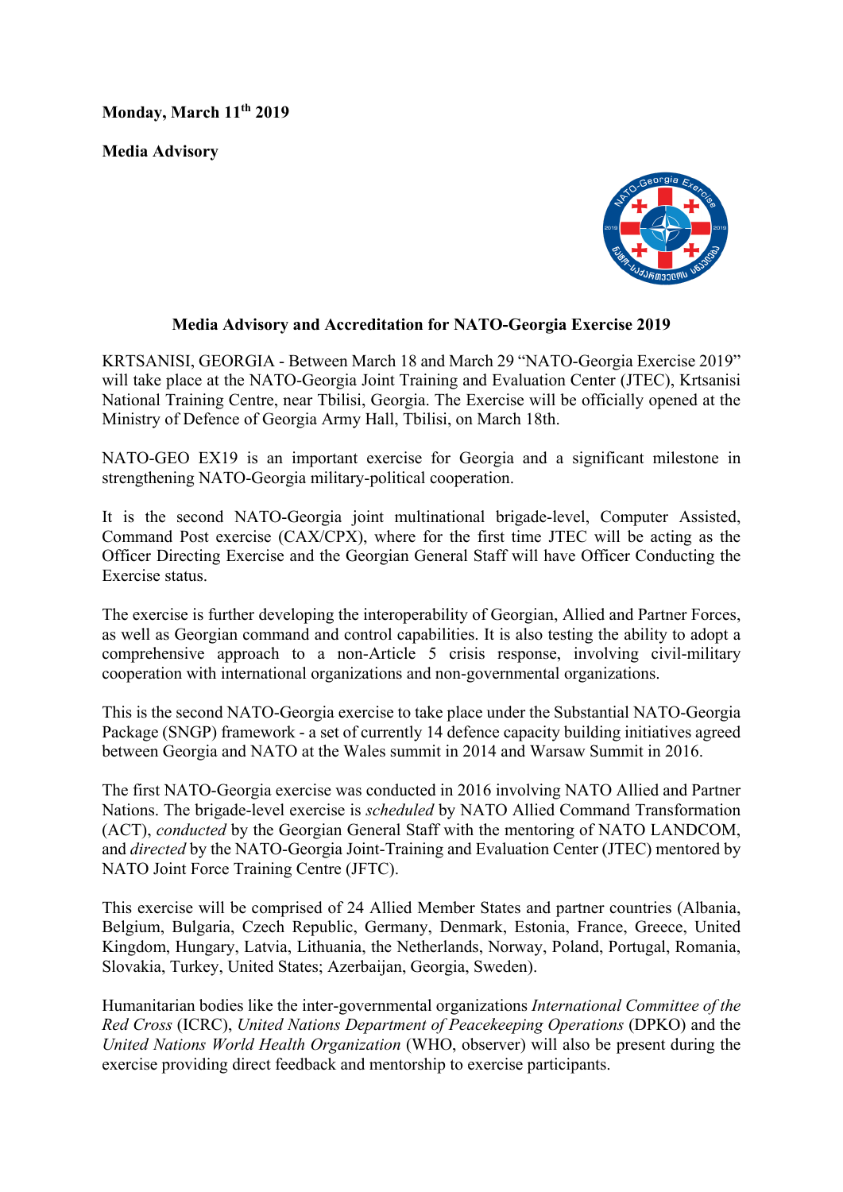**Monday, March 11th 2019**

**Media Advisory**

## Media Advisory and Accreditation for NATO-Georgia Exercise 2019

KRTSANISI, GEORGIA - Between March 18 and March 29 "NATO-Georgia Exercise 2019" will take place at the NATO-Georgia Joint Training and Evaluation Center (JTEC), Krtsanisi National Training Centre, near Tbilisi, Georgia. The Exercise will be officially opened at the Ministry of Defence of Georgia Army Hall, Tbilisi, on March 18th.

NATO-GEO EX19 is an important exercise for Georgia and a significant milestone in strengthening NATO-Georgia military-political cooperation.

It is the second NATO-Georgia joint multinational brigade-level, Computer Assisted, Command Post exercise (CAX/CPX), where for the first time JTEC will be acting as the Officer Directing Exercise and the Georgian General Staff will have Officer Conducting the Exercise status.

The exercise is further developing the interoperability of Georgian, Allied and Partner Forces, as well as Georgian command and control capabilities. It is also testing the ability to adopt a comprehensive approach to a non-Article 5 crisis response, involving civil-military cooperation with international organizations and non-governmental organizations.

This is the second NATO-Georgia exercise to take place under the Substantial NATO-Georgia Package (SNGP) framework - a set of currently 14 defence capacity building initiatives agreed between Georgia and NATO at the Wales summit in 2014 and Warsaw Summit in 2016.

The first NATO-Georgia exercise was conducted in 2016 involving NATO Allied and Partner Nations. The brigade-level exercise is *scheduled* by NATO Allied Command Transformation (ACT), *conducted* by the Georgian General Staff with the mentoring of NATO LANDCOM, and *directed* by the NATO-Georgia Joint-Training and Evaluation Center (JTEC) mentored by NATO Joint Force Training Centre (JFTC).

This exercise will be comprised of 24 Allied Member States and partner countries (Albania, Belgium, Bulgaria, Czech Republic, Germany, Denmark, Estonia, France, Greece, United Kingdom, Hungary, Latvia, Lithuania, the Netherlands, Norway, Poland, Portugal, Romania, Slovakia, Turkey, United States; Azerbaijan, Georgia, Sweden).

Humanitarian bodies like the inter-governmental organizations *International Committee of the Red Cross* (ICRC), *United Nations Department of Peacekeeping Operations* (DPKO) and the *United Nations World Health Organization* (WHO, observer) will also be present during the exercise providing direct feedback and mentorship to exercise participants.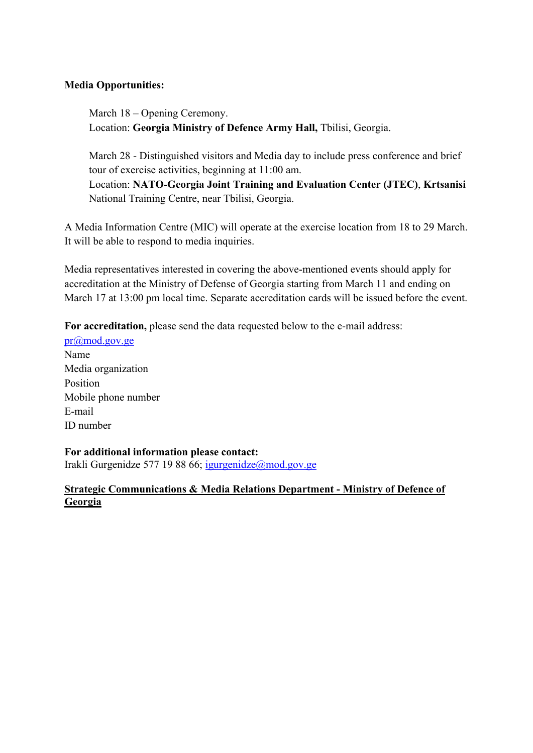**Media Opportunities:**

March 18 – Opening Ceremony.
Location: **Georgia Ministry of Defence Army Hall,** Tbilisi, Georgia.

March 28 - Distinguished visitors and Media day to include press conference and brief tour of exercise activities, beginning at 11:00 am.
Location: **NATO-Georgia Joint Training and Evaluation Center (JTEC)**, **Krtsanisi** National Training Centre, near Tbilisi, Georgia.

A Media Information Centre (MIC) will operate at the exercise location from 18 to 29 March. It will be able to respond to media inquiries.

Media representatives interested in covering the above-mentioned events should apply for accreditation at the Ministry of Defense of Georgia starting from March 11 and ending on March 17 at 13:00 pm local time. Separate accreditation cards will be issued before the event.

**For accreditation,** please send the data requested below to the e-mail address:
pr@mod.gov.ge
Name
Media organization
Position
Mobile phone number
E-mail
ID number

**For additional information please contact:**
Irakli Gurgenidze 577 19 88 66; igurgenidze@mod.gov.ge

**Strategic Communications & Media Relations Department - Ministry of Defence of Georgia**